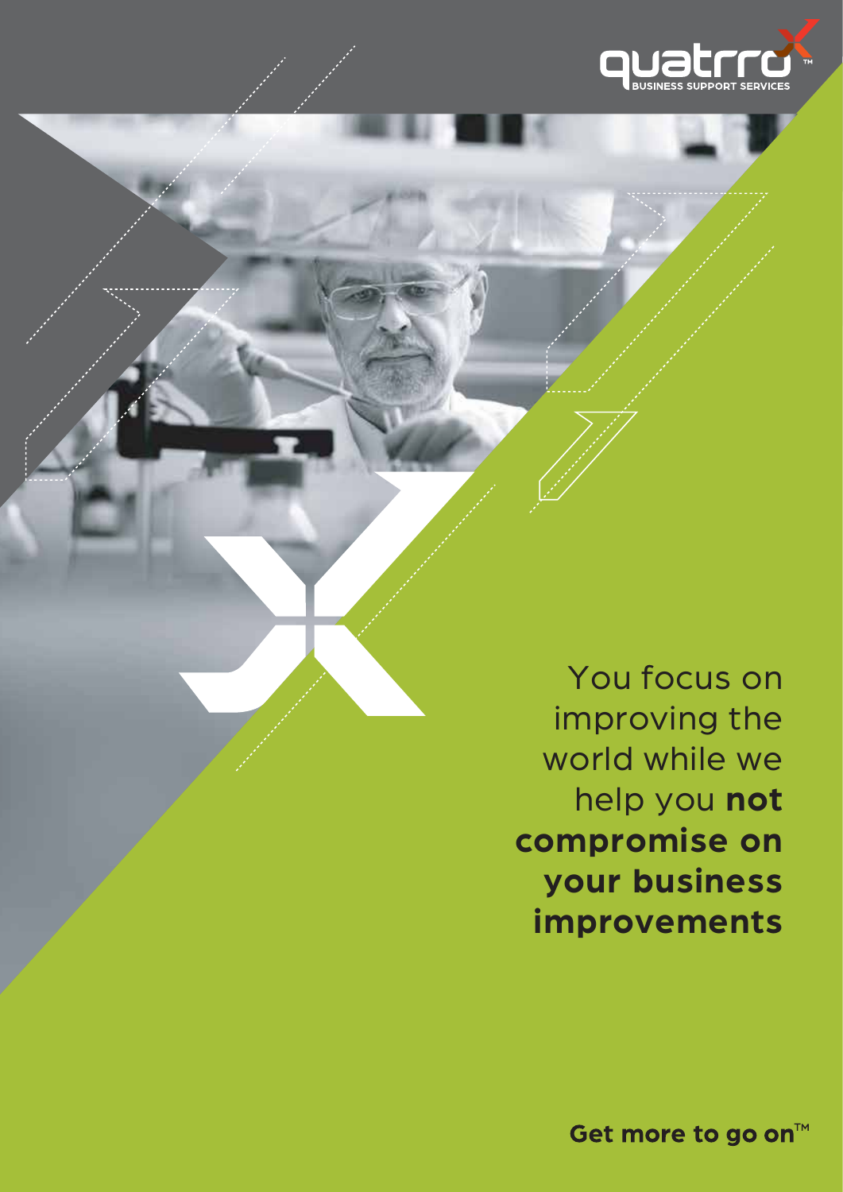quatrro BUSINESS SUPPORT SERVICES

You focus on improving the world while we help you **not compromise on your business improvements**

**Get more to go on**™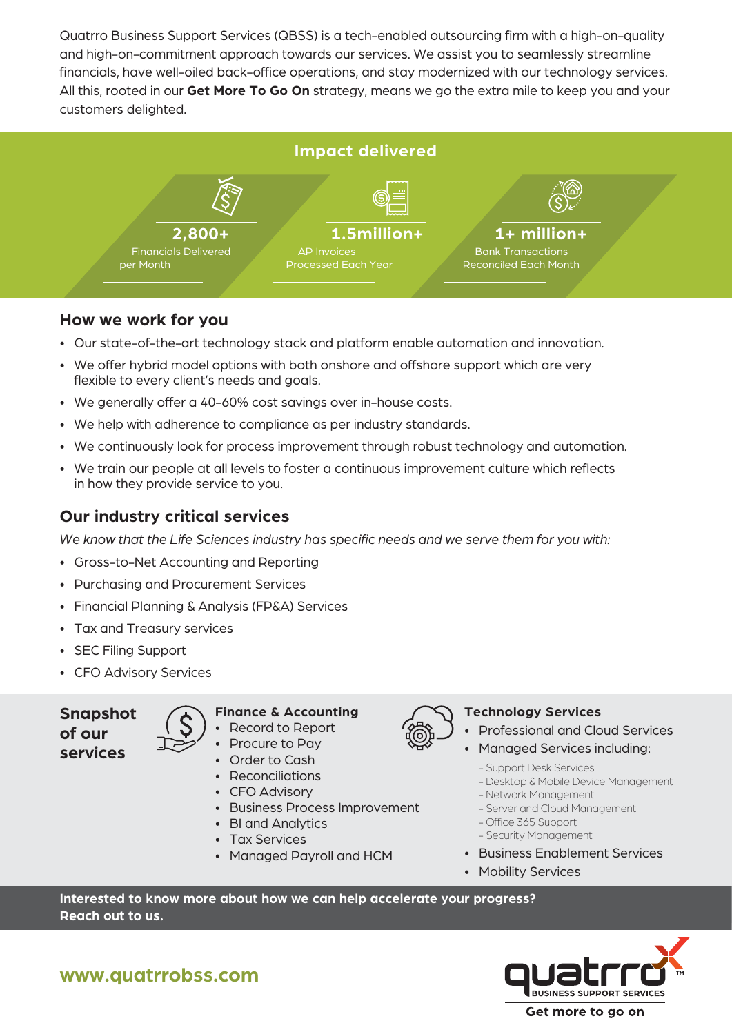Quatrro Business Support Services (QBSS) is a tech-enabled outsourcing firm with a high-on-quality and high-on-commitment approach towards our services. We assist you to seamlessly streamline financials, have well-oiled back-office operations, and stay modernized with our technology services. All this, rooted in our **Get More To Go On** strategy, means we go the extra mile to keep you and your customers delighted.

## Impact delivered

**2,800+**
Financials Delivered per Month

**1.5million+**
AP Invoices Processed Each Year

**1+ million+**
Bank Transactions Reconciled Each Month

## How we work for you

- Our state-of-the-art technology stack and platform enable automation and innovation.
- We offer hybrid model options with both onshore and offshore support which are very flexible to every client's needs and goals.
- We generally offer a 40-60% cost savings over in-house costs.
- We help with adherence to compliance as per industry standards.
- We continuously look for process improvement through robust technology and automation.
- We train our people at all levels to foster a continuous improvement culture which reflects in how they provide service to you.

## Our industry critical services

*We know that the Life Sciences industry has specific needs and we serve them for you with:*

- Gross-to-Net Accounting and Reporting
- Purchasing and Procurement Services
- Financial Planning & Analysis (FP&A) Services
- Tax and Treasury services
- SEC Filing Support
- CFO Advisory Services

## Snapshot of our services

### Finance & Accounting

- Record to Report
- Procure to Pay
- Order to Cash
- Reconciliations
- CFO Advisory
- Business Process Improvement
- BI and Analytics
- Tax Services
- Managed Payroll and HCM

### Technology Services

- Professional and Cloud Services
- Managed Services including:
  - Support Desk Services
  - Desktop & Mobile Device Management
  - Network Management
  - Server and Cloud Management
  - Office 365 Support
  - Security Management
- Business Enablement Services
- Mobility Services

**Interested to know more about how we can help accelerate your progress?**
**Reach out to us.**

**www.quatrrobss.com**

quatrro™ BUSINESS SUPPORT SERVICES

Get more to go on